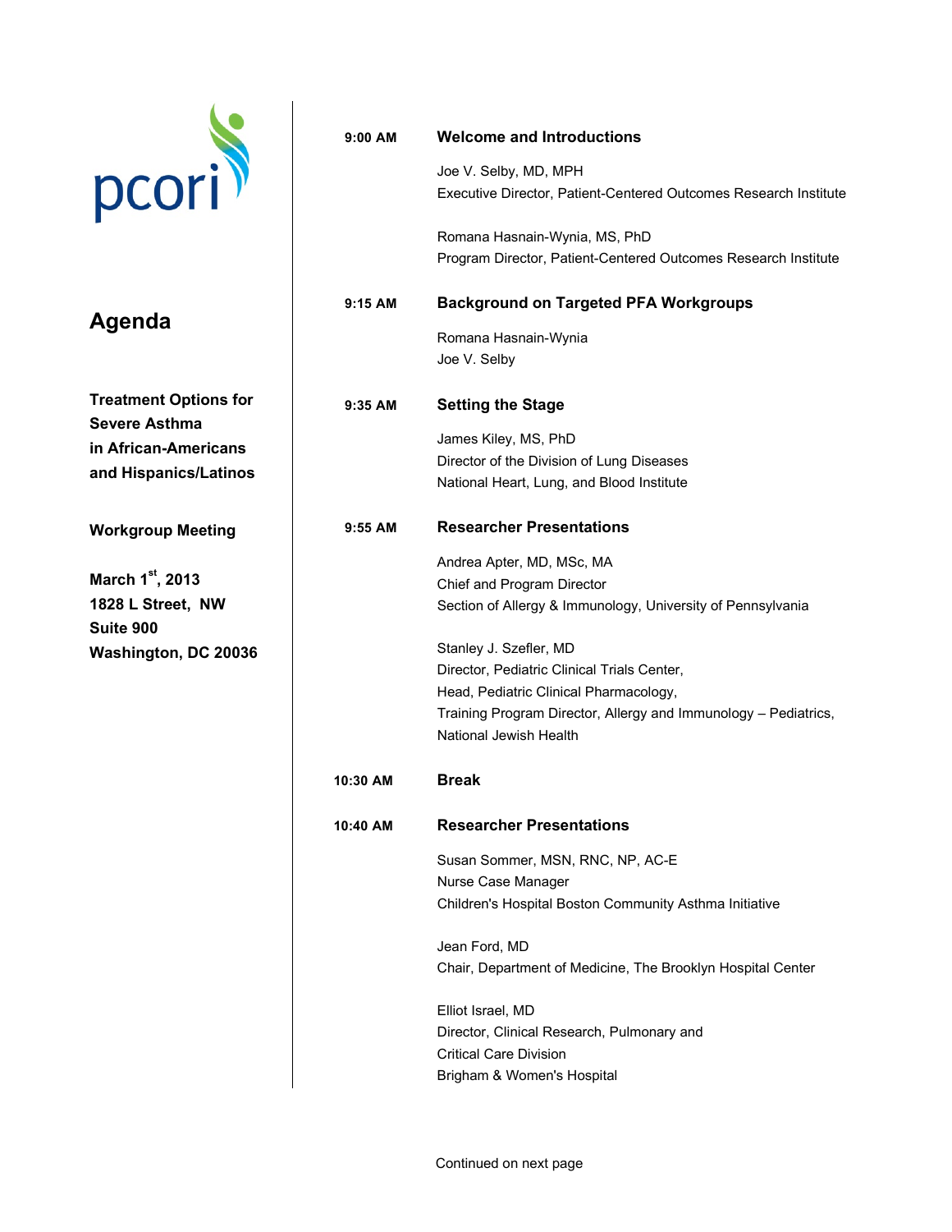pcori

# Agenda

**Treatment Options for Severe Asthma in African-Americans and Hispanics/Latinos**

**Workgroup Meeting**

**March 1st, 2013**
**1828 L Street, NW**
**Suite 900**
**Washington, DC 20036**

---

**9:00 AM** — **Welcome and Introductions**

Joe V. Selby, MD, MPH
Executive Director, Patient-Centered Outcomes Research Institute

Romana Hasnain-Wynia, MS, PhD
Program Director, Patient-Centered Outcomes Research Institute

**9:15 AM** — **Background on Targeted PFA Workgroups**

Romana Hasnain-Wynia
Joe V. Selby

**9:35 AM** — **Setting the Stage**

James Kiley, MS, PhD
Director of the Division of Lung Diseases
National Heart, Lung, and Blood Institute

**9:55 AM** — **Researcher Presentations**

Andrea Apter, MD, MSc, MA
Chief and Program Director
Section of Allergy & Immunology, University of Pennsylvania

Stanley J. Szefler, MD
Director, Pediatric Clinical Trials Center,
Head, Pediatric Clinical Pharmacology,
Training Program Director, Allergy and Immunology – Pediatrics,
National Jewish Health

**10:30 AM** — **Break**

**10:40 AM** — **Researcher Presentations**

Susan Sommer, MSN, RNC, NP, AC-E
Nurse Case Manager
Children's Hospital Boston Community Asthma Initiative

Jean Ford, MD
Chair, Department of Medicine, The Brooklyn Hospital Center

Elliot Israel, MD
Director, Clinical Research, Pulmonary and Critical Care Division
Brigham & Women's Hospital

Continued on next page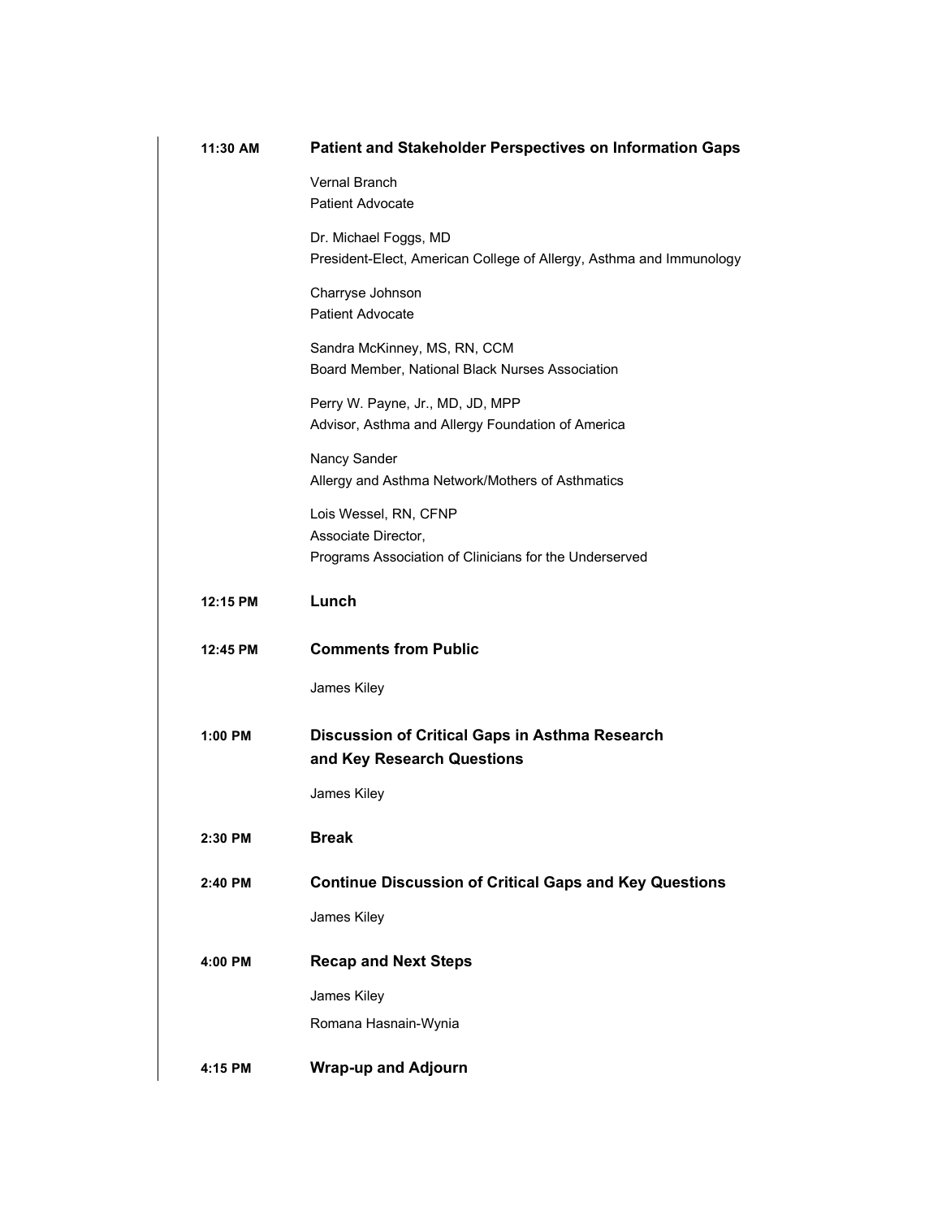**11:30 AM** **Patient and Stakeholder Perspectives on Information Gaps**

Vernal Branch
Patient Advocate

Dr. Michael Foggs, MD
President-Elect, American College of Allergy, Asthma and Immunology

Charryse Johnson
Patient Advocate

Sandra McKinney, MS, RN, CCM
Board Member, National Black Nurses Association

Perry W. Payne, Jr., MD, JD, MPP
Advisor, Asthma and Allergy Foundation of America

Nancy Sander
Allergy and Asthma Network/Mothers of Asthmatics

Lois Wessel, RN, CFNP
Associate Director,
Programs Association of Clinicians for the Underserved

**12:15 PM** **Lunch**

**12:45 PM** **Comments from Public**

James Kiley

**1:00 PM** **Discussion of Critical Gaps in Asthma Research and Key Research Questions**

James Kiley

**2:30 PM** **Break**

**2:40 PM** **Continue Discussion of Critical Gaps and Key Questions**

James Kiley

**4:00 PM** **Recap and Next Steps**

James Kiley

Romana Hasnain-Wynia

**4:15 PM** **Wrap-up and Adjourn**